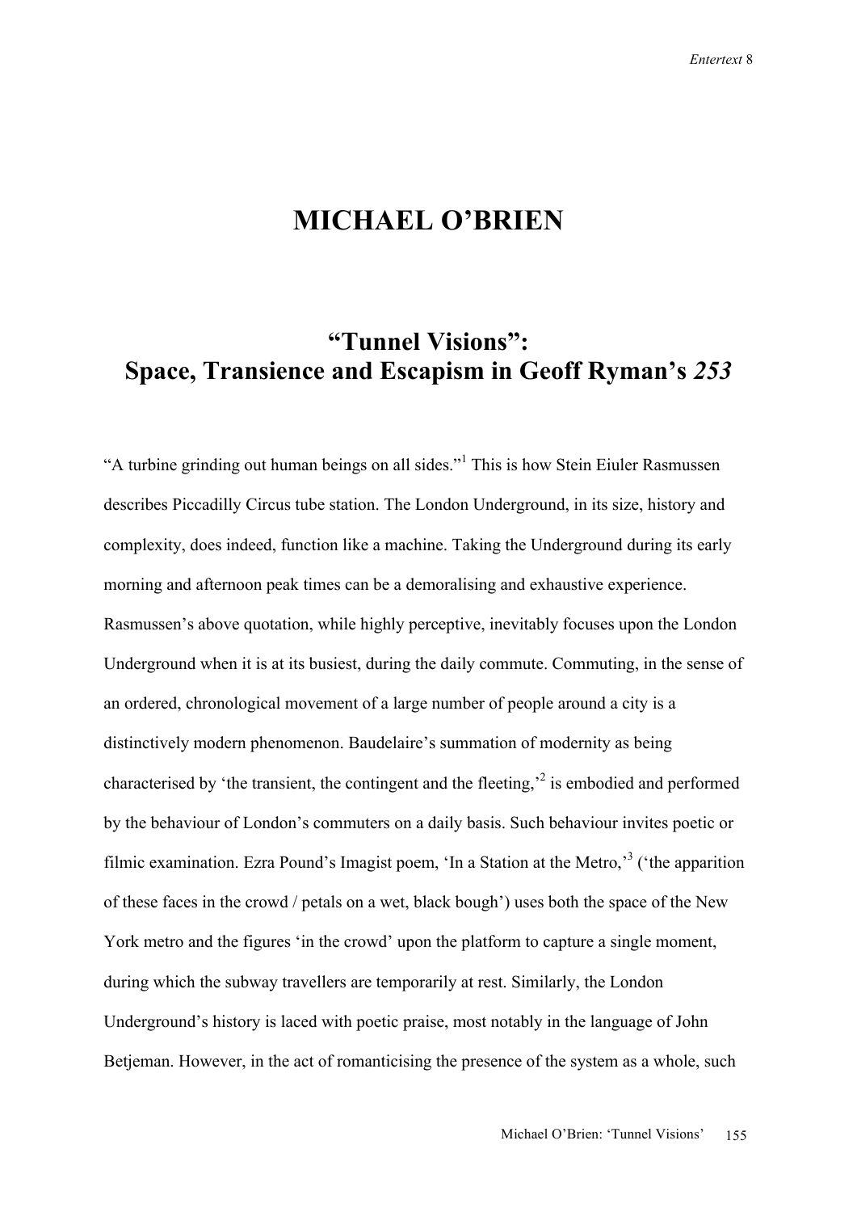# MICHAEL O'BRIEN

## "Tunnel Visions": Space, Transience and Escapism in Geoff Ryman's *253*

"A turbine grinding out human beings on all sides."[1] This is how Stein Eiuler Rasmussen describes Piccadilly Circus tube station. The London Underground, in its size, history and complexity, does indeed, function like a machine. Taking the Underground during its early morning and afternoon peak times can be a demoralising and exhaustive experience. Rasmussen's above quotation, while highly perceptive, inevitably focuses upon the London Underground when it is at its busiest, during the daily commute. Commuting, in the sense of an ordered, chronological movement of a large number of people around a city is a distinctively modern phenomenon. Baudelaire's summation of modernity as being characterised by 'the transient, the contingent and the fleeting,'[2] is embodied and performed by the behaviour of London's commuters on a daily basis. Such behaviour invites poetic or filmic examination. Ezra Pound's Imagist poem, 'In a Station at the Metro,'[3] ('the apparition of these faces in the crowd / petals on a wet, black bough') uses both the space of the New York metro and the figures 'in the crowd' upon the platform to capture a single moment, during which the subway travellers are temporarily at rest. Similarly, the London Underground's history is laced with poetic praise, most notably in the language of John Betjeman. However, in the act of romanticising the presence of the system as a whole, such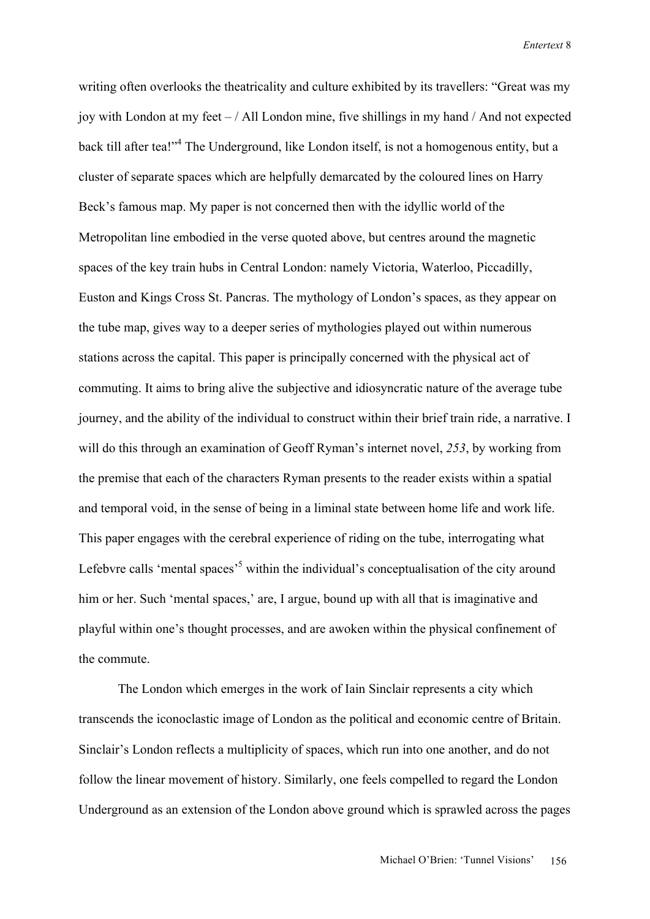writing often overlooks the theatricality and culture exhibited by its travellers: "Great was my joy with London at my feet – / All London mine, five shillings in my hand / And not expected back till after tea!"[4] The Underground, like London itself, is not a homogenous entity, but a cluster of separate spaces which are helpfully demarcated by the coloured lines on Harry Beck's famous map. My paper is not concerned then with the idyllic world of the Metropolitan line embodied in the verse quoted above, but centres around the magnetic spaces of the key train hubs in Central London: namely Victoria, Waterloo, Piccadilly, Euston and Kings Cross St. Pancras. The mythology of London's spaces, as they appear on the tube map, gives way to a deeper series of mythologies played out within numerous stations across the capital. This paper is principally concerned with the physical act of commuting. It aims to bring alive the subjective and idiosyncratic nature of the average tube journey, and the ability of the individual to construct within their brief train ride, a narrative. I will do this through an examination of Geoff Ryman's internet novel, *253*, by working from the premise that each of the characters Ryman presents to the reader exists within a spatial and temporal void, in the sense of being in a liminal state between home life and work life. This paper engages with the cerebral experience of riding on the tube, interrogating what Lefebvre calls 'mental spaces'[5] within the individual's conceptualisation of the city around him or her. Such 'mental spaces,' are, I argue, bound up with all that is imaginative and playful within one's thought processes, and are awoken within the physical confinement of the commute.

The London which emerges in the work of Iain Sinclair represents a city which transcends the iconoclastic image of London as the political and economic centre of Britain. Sinclair's London reflects a multiplicity of spaces, which run into one another, and do not follow the linear movement of history. Similarly, one feels compelled to regard the London Underground as an extension of the London above ground which is sprawled across the pages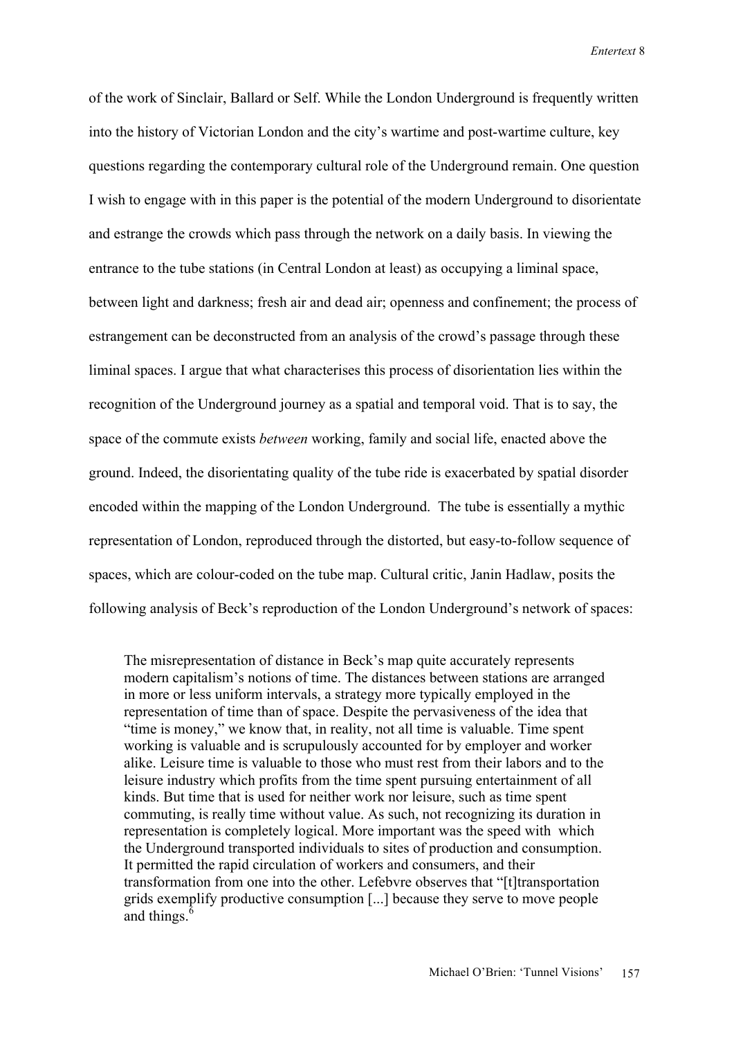of the work of Sinclair, Ballard or Self. While the London Underground is frequently written into the history of Victorian London and the city's wartime and post-wartime culture, key questions regarding the contemporary cultural role of the Underground remain. One question I wish to engage with in this paper is the potential of the modern Underground to disorientate and estrange the crowds which pass through the network on a daily basis. In viewing the entrance to the tube stations (in Central London at least) as occupying a liminal space, between light and darkness; fresh air and dead air; openness and confinement; the process of estrangement can be deconstructed from an analysis of the crowd's passage through these liminal spaces. I argue that what characterises this process of disorientation lies within the recognition of the Underground journey as a spatial and temporal void. That is to say, the space of the commute exists *between* working, family and social life, enacted above the ground. Indeed, the disorientating quality of the tube ride is exacerbated by spatial disorder encoded within the mapping of the London Underground. The tube is essentially a mythic representation of London, reproduced through the distorted, but easy-to-follow sequence of spaces, which are colour-coded on the tube map. Cultural critic, Janin Hadlaw, posits the following analysis of Beck's reproduction of the London Underground's network of spaces:

> The misrepresentation of distance in Beck's map quite accurately represents modern capitalism's notions of time. The distances between stations are arranged in more or less uniform intervals, a strategy more typically employed in the representation of time than of space. Despite the pervasiveness of the idea that "time is money," we know that, in reality, not all time is valuable. Time spent working is valuable and is scrupulously accounted for by employer and worker alike. Leisure time is valuable to those who must rest from their labors and to the leisure industry which profits from the time spent pursuing entertainment of all kinds. But time that is used for neither work nor leisure, such as time spent commuting, is really time without value. As such, not recognizing its duration in representation is completely logical. More important was the speed with which the Underground transported individuals to sites of production and consumption. It permitted the rapid circulation of workers and consumers, and their transformation from one into the other. Lefebvre observes that "[t]transportation grids exemplify productive consumption [...] because they serve to move people and things.[6]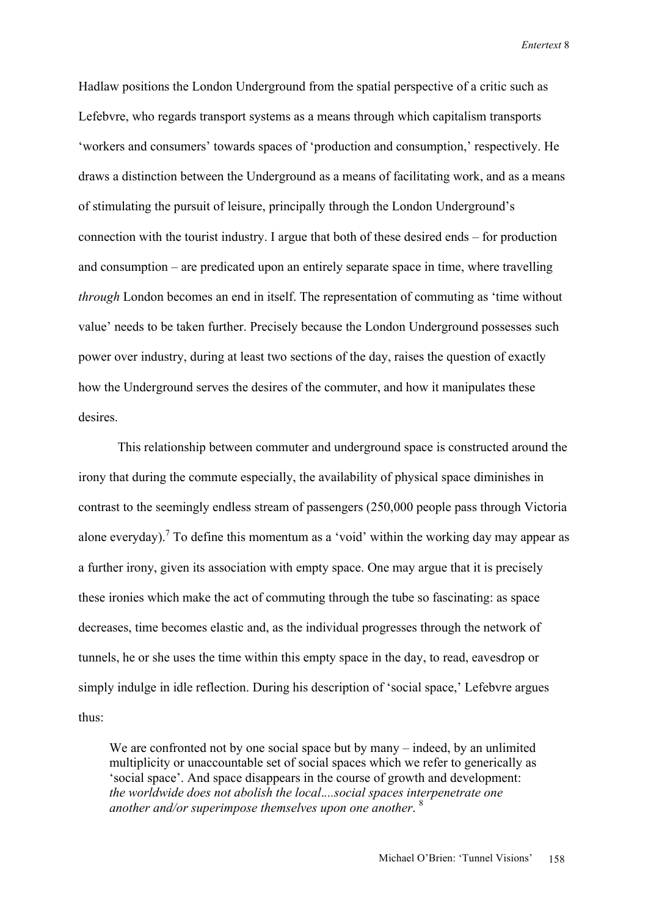Hadlaw positions the London Underground from the spatial perspective of a critic such as Lefebvre, who regards transport systems as a means through which capitalism transports 'workers and consumers' towards spaces of 'production and consumption,' respectively. He draws a distinction between the Underground as a means of facilitating work, and as a means of stimulating the pursuit of leisure, principally through the London Underground's connection with the tourist industry. I argue that both of these desired ends – for production and consumption – are predicated upon an entirely separate space in time, where travelling *through* London becomes an end in itself. The representation of commuting as 'time without value' needs to be taken further. Precisely because the London Underground possesses such power over industry, during at least two sections of the day, raises the question of exactly how the Underground serves the desires of the commuter, and how it manipulates these desires.

This relationship between commuter and underground space is constructed around the irony that during the commute especially, the availability of physical space diminishes in contrast to the seemingly endless stream of passengers (250,000 people pass through Victoria alone everyday).[7] To define this momentum as a 'void' within the working day may appear as a further irony, given its association with empty space. One may argue that it is precisely these ironies which make the act of commuting through the tube so fascinating: as space decreases, time becomes elastic and, as the individual progresses through the network of tunnels, he or she uses the time within this empty space in the day, to read, eavesdrop or simply indulge in idle reflection. During his description of 'social space,' Lefebvre argues thus:

> We are confronted not by one social space but by many – indeed, by an unlimited multiplicity or unaccountable set of social spaces which we refer to generically as 'social space'. And space disappears in the course of growth and development: *the worldwide does not abolish the local....social spaces interpenetrate one another and/or superimpose themselves upon one another*. [8]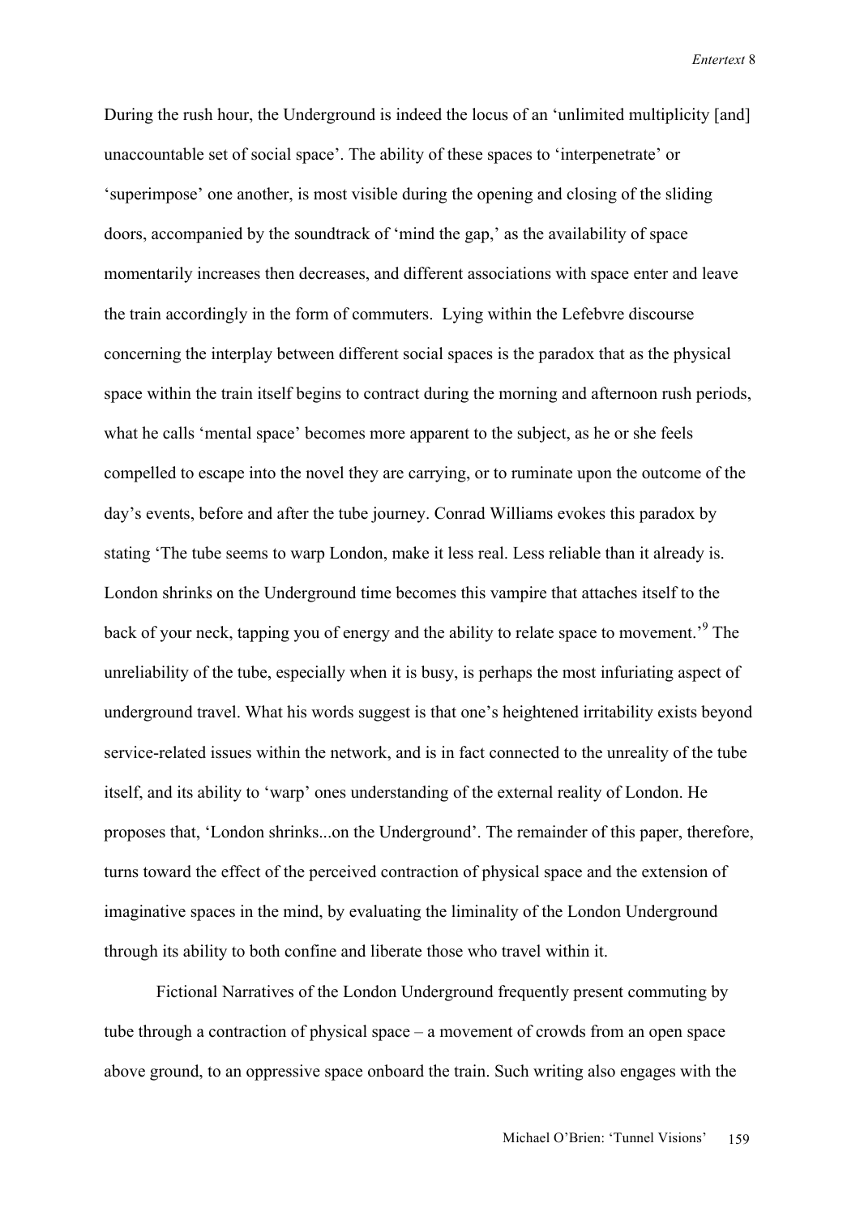During the rush hour, the Underground is indeed the locus of an 'unlimited multiplicity [and] unaccountable set of social space'. The ability of these spaces to 'interpenetrate' or 'superimpose' one another, is most visible during the opening and closing of the sliding doors, accompanied by the soundtrack of 'mind the gap,' as the availability of space momentarily increases then decreases, and different associations with space enter and leave the train accordingly in the form of commuters. Lying within the Lefebvre discourse concerning the interplay between different social spaces is the paradox that as the physical space within the train itself begins to contract during the morning and afternoon rush periods, what he calls 'mental space' becomes more apparent to the subject, as he or she feels compelled to escape into the novel they are carrying, or to ruminate upon the outcome of the day's events, before and after the tube journey. Conrad Williams evokes this paradox by stating 'The tube seems to warp London, make it less real. Less reliable than it already is. London shrinks on the Underground time becomes this vampire that attaches itself to the back of your neck, tapping you of energy and the ability to relate space to movement.'[9] The unreliability of the tube, especially when it is busy, is perhaps the most infuriating aspect of underground travel. What his words suggest is that one's heightened irritability exists beyond service-related issues within the network, and is in fact connected to the unreality of the tube itself, and its ability to 'warp' ones understanding of the external reality of London. He proposes that, 'London shrinks...on the Underground'. The remainder of this paper, therefore, turns toward the effect of the perceived contraction of physical space and the extension of imaginative spaces in the mind, by evaluating the liminality of the London Underground through its ability to both confine and liberate those who travel within it.

Fictional Narratives of the London Underground frequently present commuting by tube through a contraction of physical space – a movement of crowds from an open space above ground, to an oppressive space onboard the train. Such writing also engages with the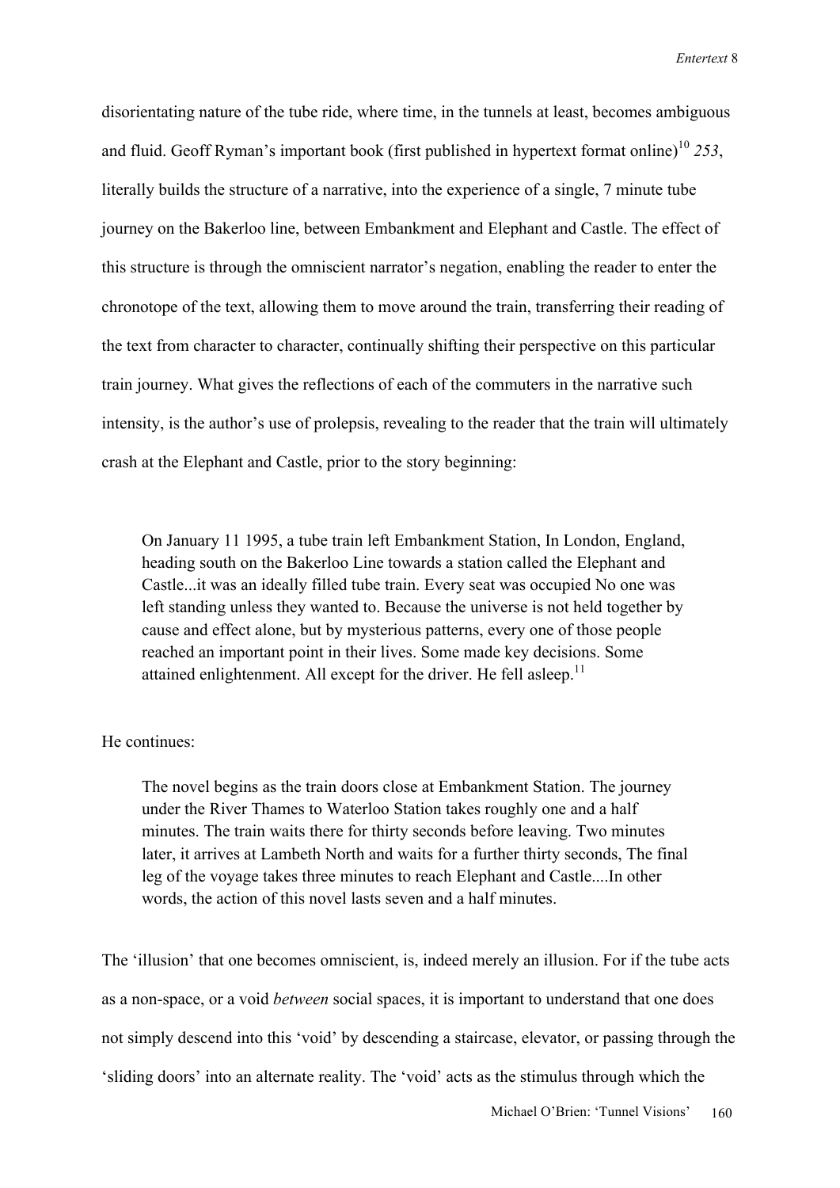disorientating nature of the tube ride, where time, in the tunnels at least, becomes ambiguous and fluid. Geoff Ryman's important book (first published in hypertext format online)[10] *253*, literally builds the structure of a narrative, into the experience of a single, 7 minute tube journey on the Bakerloo line, between Embankment and Elephant and Castle. The effect of this structure is through the omniscient narrator's negation, enabling the reader to enter the chronotope of the text, allowing them to move around the train, transferring their reading of the text from character to character, continually shifting their perspective on this particular train journey. What gives the reflections of each of the commuters in the narrative such intensity, is the author's use of prolepsis, revealing to the reader that the train will ultimately crash at the Elephant and Castle, prior to the story beginning:

> On January 11 1995, a tube train left Embankment Station, In London, England, heading south on the Bakerloo Line towards a station called the Elephant and Castle...it was an ideally filled tube train. Every seat was occupied No one was left standing unless they wanted to. Because the universe is not held together by cause and effect alone, but by mysterious patterns, every one of those people reached an important point in their lives. Some made key decisions. Some attained enlightenment. All except for the driver. He fell asleep.[11]

He continues:

> The novel begins as the train doors close at Embankment Station. The journey under the River Thames to Waterloo Station takes roughly one and a half minutes. The train waits there for thirty seconds before leaving. Two minutes later, it arrives at Lambeth North and waits for a further thirty seconds, The final leg of the voyage takes three minutes to reach Elephant and Castle....In other words, the action of this novel lasts seven and a half minutes.

The 'illusion' that one becomes omniscient, is, indeed merely an illusion. For if the tube acts as a non-space, or a void *between* social spaces, it is important to understand that one does not simply descend into this 'void' by descending a staircase, elevator, or passing through the 'sliding doors' into an alternate reality. The 'void' acts as the stimulus through which the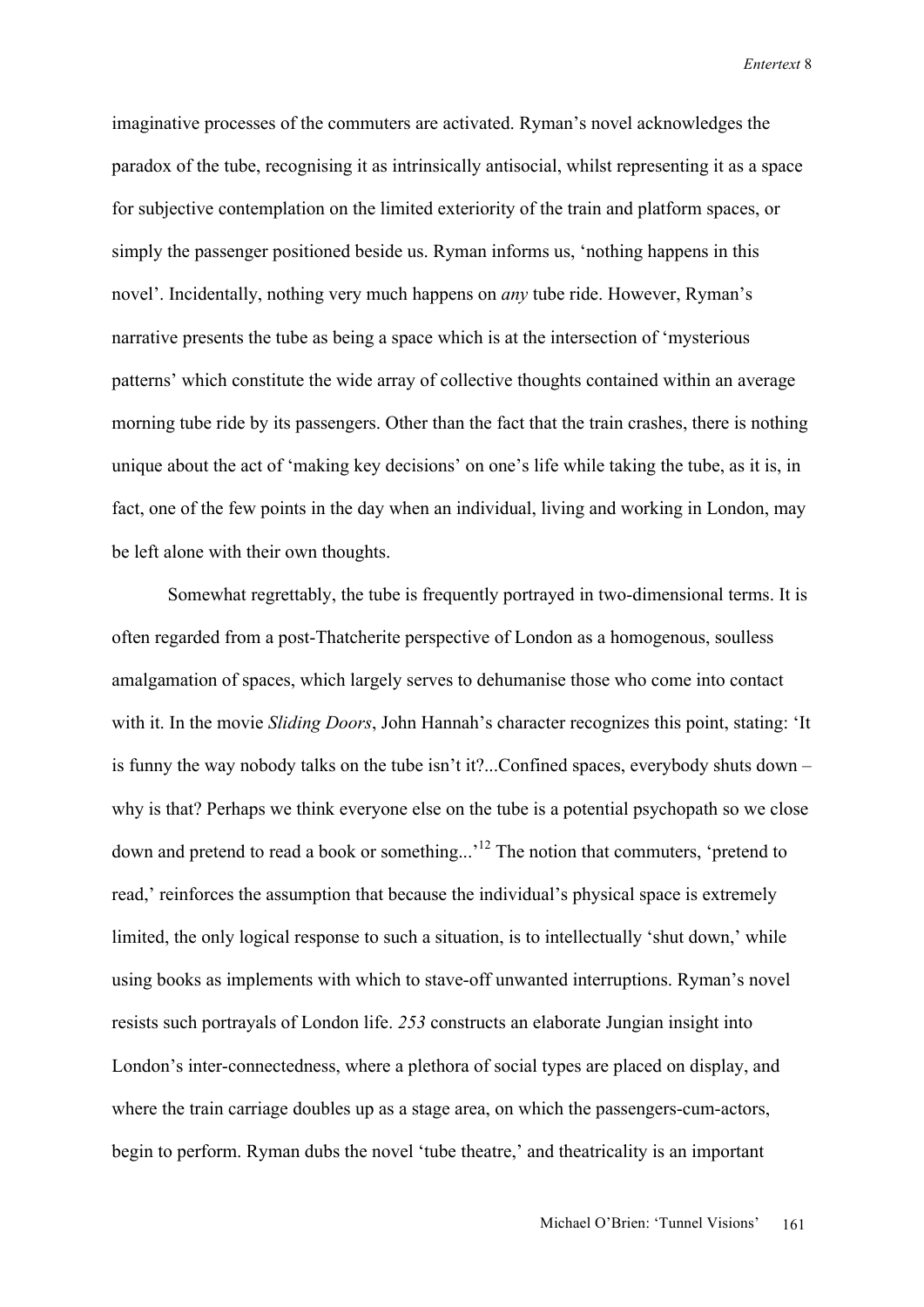imaginative processes of the commuters are activated. Ryman's novel acknowledges the paradox of the tube, recognising it as intrinsically antisocial, whilst representing it as a space for subjective contemplation on the limited exteriority of the train and platform spaces, or simply the passenger positioned beside us. Ryman informs us, 'nothing happens in this novel'. Incidentally, nothing very much happens on *any* tube ride. However, Ryman's narrative presents the tube as being a space which is at the intersection of 'mysterious patterns' which constitute the wide array of collective thoughts contained within an average morning tube ride by its passengers. Other than the fact that the train crashes, there is nothing unique about the act of 'making key decisions' on one's life while taking the tube, as it is, in fact, one of the few points in the day when an individual, living and working in London, may be left alone with their own thoughts.

Somewhat regrettably, the tube is frequently portrayed in two-dimensional terms. It is often regarded from a post-Thatcherite perspective of London as a homogenous, soulless amalgamation of spaces, which largely serves to dehumanise those who come into contact with it. In the movie *Sliding Doors*, John Hannah's character recognizes this point, stating: 'It is funny the way nobody talks on the tube isn't it?...Confined spaces, everybody shuts down – why is that? Perhaps we think everyone else on the tube is a potential psychopath so we close down and pretend to read a book or something...'[12] The notion that commuters, 'pretend to read,' reinforces the assumption that because the individual's physical space is extremely limited, the only logical response to such a situation, is to intellectually 'shut down,' while using books as implements with which to stave-off unwanted interruptions. Ryman's novel resists such portrayals of London life. *253* constructs an elaborate Jungian insight into London's inter-connectedness, where a plethora of social types are placed on display, and where the train carriage doubles up as a stage area, on which the passengers-cum-actors, begin to perform. Ryman dubs the novel 'tube theatre,' and theatricality is an important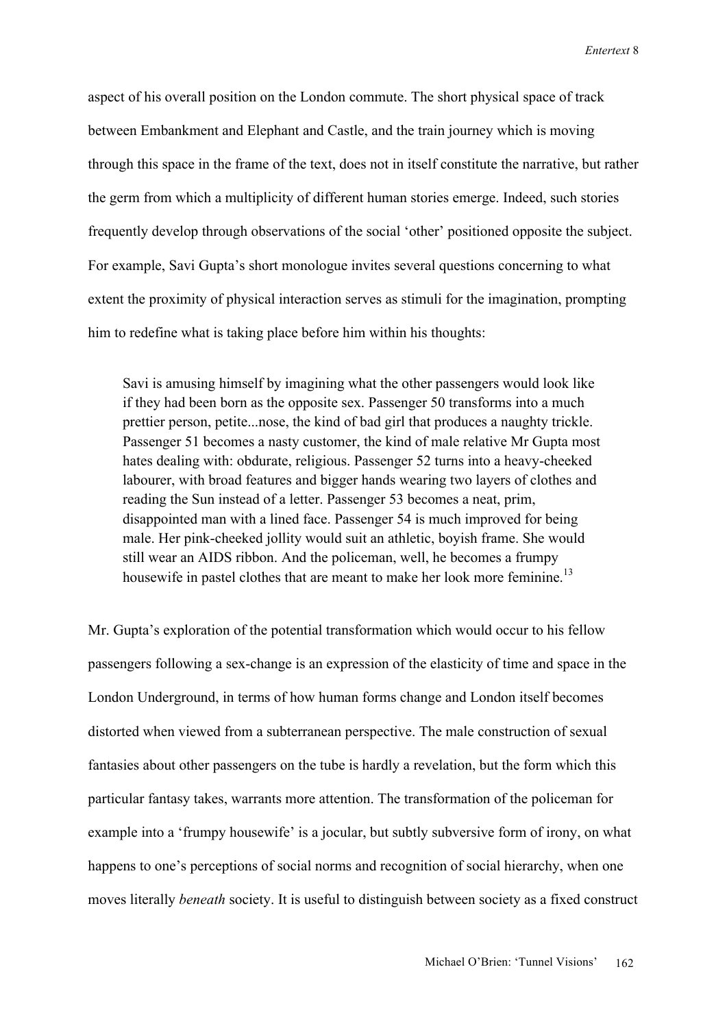aspect of his overall position on the London commute. The short physical space of track between Embankment and Elephant and Castle, and the train journey which is moving through this space in the frame of the text, does not in itself constitute the narrative, but rather the germ from which a multiplicity of different human stories emerge. Indeed, such stories frequently develop through observations of the social 'other' positioned opposite the subject. For example, Savi Gupta's short monologue invites several questions concerning to what extent the proximity of physical interaction serves as stimuli for the imagination, prompting him to redefine what is taking place before him within his thoughts:

> Savi is amusing himself by imagining what the other passengers would look like if they had been born as the opposite sex. Passenger 50 transforms into a much prettier person, petite...nose, the kind of bad girl that produces a naughty trickle. Passenger 51 becomes a nasty customer, the kind of male relative Mr Gupta most hates dealing with: obdurate, religious. Passenger 52 turns into a heavy-cheeked labourer, with broad features and bigger hands wearing two layers of clothes and reading the Sun instead of a letter. Passenger 53 becomes a neat, prim, disappointed man with a lined face. Passenger 54 is much improved for being male. Her pink-cheeked jollity would suit an athletic, boyish frame. She would still wear an AIDS ribbon. And the policeman, well, he becomes a frumpy housewife in pastel clothes that are meant to make her look more feminine.[13]

Mr. Gupta's exploration of the potential transformation which would occur to his fellow passengers following a sex-change is an expression of the elasticity of time and space in the London Underground, in terms of how human forms change and London itself becomes distorted when viewed from a subterranean perspective. The male construction of sexual fantasies about other passengers on the tube is hardly a revelation, but the form which this particular fantasy takes, warrants more attention. The transformation of the policeman for example into a 'frumpy housewife' is a jocular, but subtly subversive form of irony, on what happens to one's perceptions of social norms and recognition of social hierarchy, when one moves literally *beneath* society. It is useful to distinguish between society as a fixed construct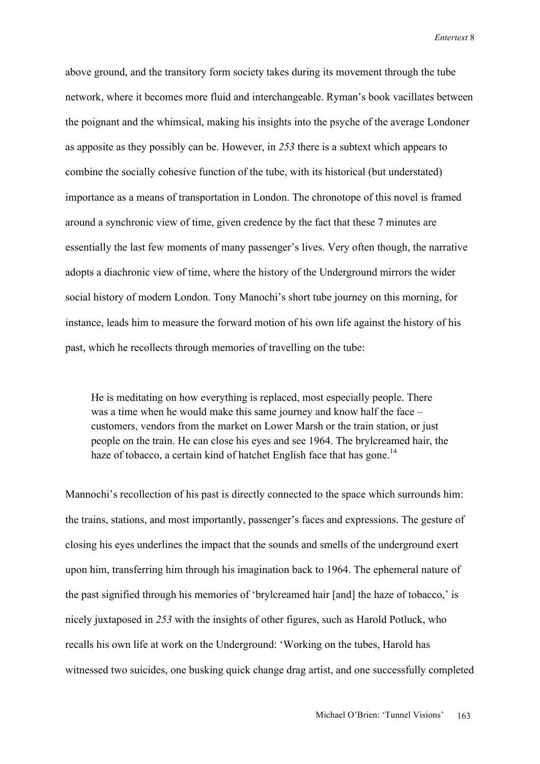above ground, and the transitory form society takes during its movement through the tube network, where it becomes more fluid and interchangeable. Ryman's book vacillates between the poignant and the whimsical, making his insights into the psyche of the average Londoner as apposite as they possibly can be. However, in *253* there is a subtext which appears to combine the socially cohesive function of the tube, with its historical (but understated) importance as a means of transportation in London. The chronotope of this novel is framed around a synchronic view of time, given credence by the fact that these 7 minutes are essentially the last few moments of many passenger's lives. Very often though, the narrative adopts a diachronic view of time, where the history of the Underground mirrors the wider social history of modern London. Tony Manochi's short tube journey on this morning, for instance, leads him to measure the forward motion of his own life against the history of his past, which he recollects through memories of travelling on the tube:

> He is meditating on how everything is replaced, most especially people. There was a time when he would make this same journey and know half the face – customers, vendors from the market on Lower Marsh or the train station, or just people on the train. He can close his eyes and see 1964. The brylcreamed hair, the haze of tobacco, a certain kind of hatchet English face that has gone.[14]

Mannochi's recollection of his past is directly connected to the space which surrounds him: the trains, stations, and most importantly, passenger's faces and expressions. The gesture of closing his eyes underlines the impact that the sounds and smells of the underground exert upon him, transferring him through his imagination back to 1964. The ephemeral nature of the past signified through his memories of 'brylcreamed hair [and] the haze of tobacco,' is nicely juxtaposed in *253* with the insights of other figures, such as Harold Potluck, who recalls his own life at work on the Underground: 'Working on the tubes, Harold has witnessed two suicides, one busking quick change drag artist, and one successfully completed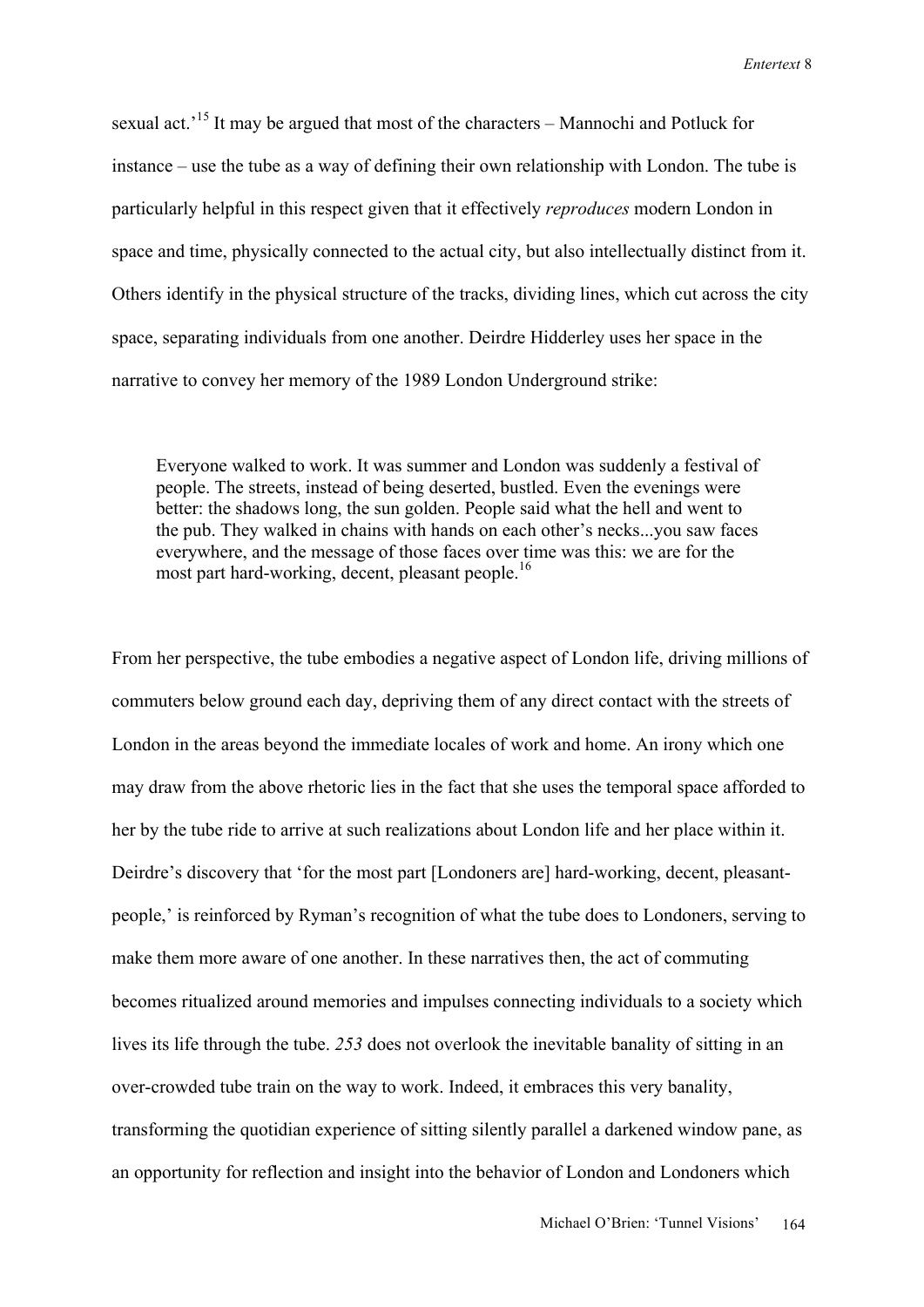sexual act.'[15] It may be argued that most of the characters – Mannochi and Potluck for instance – use the tube as a way of defining their own relationship with London. The tube is particularly helpful in this respect given that it effectively *reproduces* modern London in space and time, physically connected to the actual city, but also intellectually distinct from it. Others identify in the physical structure of the tracks, dividing lines, which cut across the city space, separating individuals from one another. Deirdre Hidderley uses her space in the narrative to convey her memory of the 1989 London Underground strike:

> Everyone walked to work. It was summer and London was suddenly a festival of people. The streets, instead of being deserted, bustled. Even the evenings were better: the shadows long, the sun golden. People said what the hell and went to the pub. They walked in chains with hands on each other's necks...you saw faces everywhere, and the message of those faces over time was this: we are for the most part hard-working, decent, pleasant people.[16]

From her perspective, the tube embodies a negative aspect of London life, driving millions of commuters below ground each day, depriving them of any direct contact with the streets of London in the areas beyond the immediate locales of work and home. An irony which one may draw from the above rhetoric lies in the fact that she uses the temporal space afforded to her by the tube ride to arrive at such realizations about London life and her place within it. Deirdre's discovery that 'for the most part [Londoners are] hard-working, decent, pleasant-people,' is reinforced by Ryman's recognition of what the tube does to Londoners, serving to make them more aware of one another. In these narratives then, the act of commuting becomes ritualized around memories and impulses connecting individuals to a society which lives its life through the tube. *253* does not overlook the inevitable banality of sitting in an over-crowded tube train on the way to work. Indeed, it embraces this very banality, transforming the quotidian experience of sitting silently parallel a darkened window pane, as an opportunity for reflection and insight into the behavior of London and Londoners which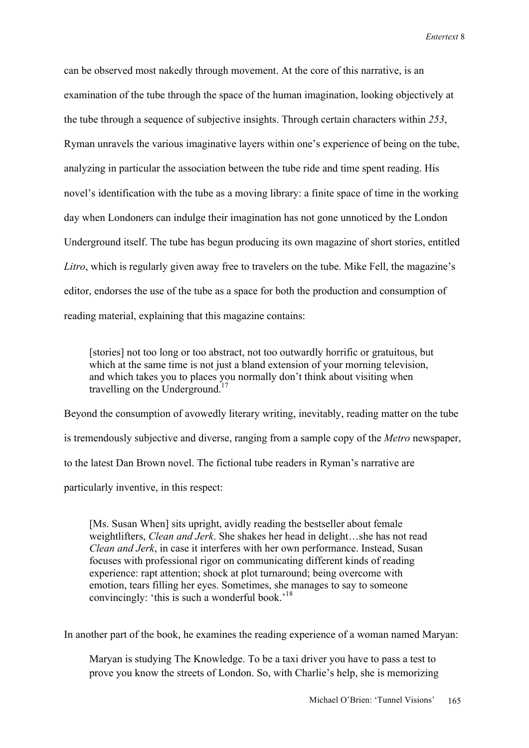can be observed most nakedly through movement. At the core of this narrative, is an examination of the tube through the space of the human imagination, looking objectively at the tube through a sequence of subjective insights. Through certain characters within *253*, Ryman unravels the various imaginative layers within one's experience of being on the tube, analyzing in particular the association between the tube ride and time spent reading. His novel's identification with the tube as a moving library: a finite space of time in the working day when Londoners can indulge their imagination has not gone unnoticed by the London Underground itself. The tube has begun producing its own magazine of short stories, entitled *Litro*, which is regularly given away free to travelers on the tube. Mike Fell, the magazine's editor, endorses the use of the tube as a space for both the production and consumption of reading material, explaining that this magazine contains:

> [stories] not too long or too abstract, not too outwardly horrific or gratuitous, but which at the same time is not just a bland extension of your morning television, and which takes you to places you normally don't think about visiting when travelling on the Underground.[17]

Beyond the consumption of avowedly literary writing, inevitably, reading matter on the tube is tremendously subjective and diverse, ranging from a sample copy of the *Metro* newspaper, to the latest Dan Brown novel. The fictional tube readers in Ryman's narrative are particularly inventive, in this respect:

> [Ms. Susan When] sits upright, avidly reading the bestseller about female weightlifters, *Clean and Jerk*. She shakes her head in delight…she has not read *Clean and Jerk*, in case it interferes with her own performance. Instead, Susan focuses with professional rigor on communicating different kinds of reading experience: rapt attention; shock at plot turnaround; being overcome with emotion, tears filling her eyes. Sometimes, she manages to say to someone convincingly: 'this is such a wonderful book.'[18]

In another part of the book, he examines the reading experience of a woman named Maryan:

> Maryan is studying The Knowledge. To be a taxi driver you have to pass a test to prove you know the streets of London. So, with Charlie's help, she is memorizing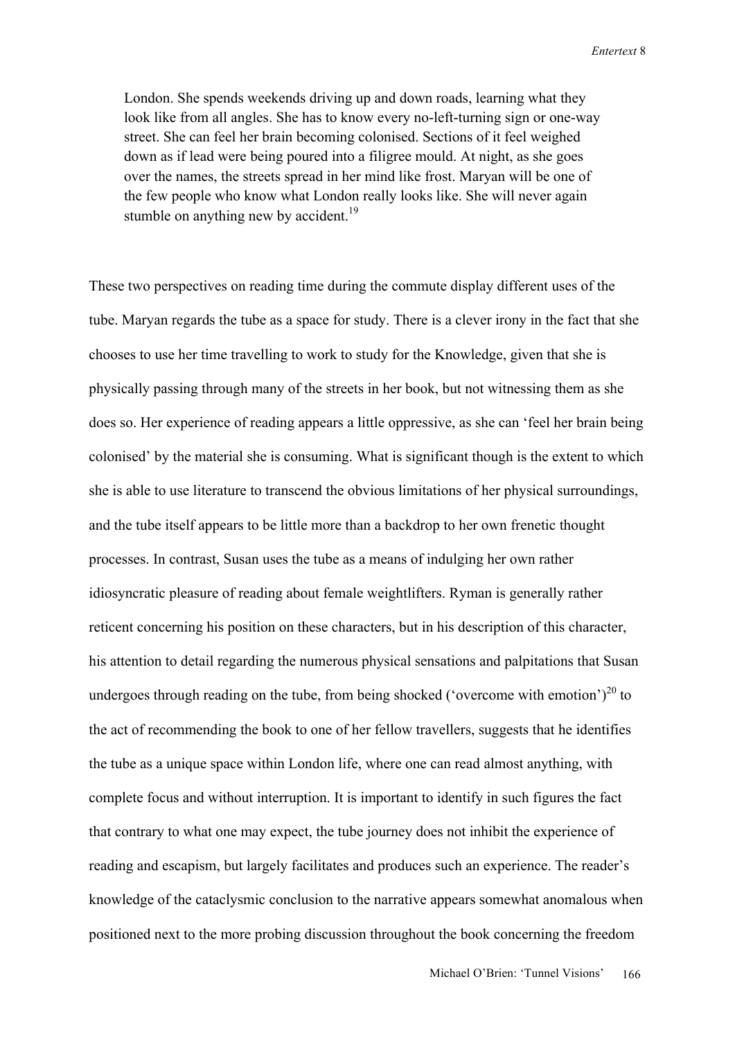> London. She spends weekends driving up and down roads, learning what they look like from all angles. She has to know every no-left-turning sign or one-way street. She can feel her brain becoming colonised. Sections of it feel weighed down as if lead were being poured into a filigree mould. At night, as she goes over the names, the streets spread in her mind like frost. Maryan will be one of the few people who know what London really looks like. She will never again stumble on anything new by accident.[19]

These two perspectives on reading time during the commute display different uses of the tube. Maryan regards the tube as a space for study. There is a clever irony in the fact that she chooses to use her time travelling to work to study for the Knowledge, given that she is physically passing through many of the streets in her book, but not witnessing them as she does so. Her experience of reading appears a little oppressive, as she can 'feel her brain being colonised' by the material she is consuming. What is significant though is the extent to which she is able to use literature to transcend the obvious limitations of her physical surroundings, and the tube itself appears to be little more than a backdrop to her own frenetic thought processes. In contrast, Susan uses the tube as a means of indulging her own rather idiosyncratic pleasure of reading about female weightlifters. Ryman is generally rather reticent concerning his position on these characters, but in his description of this character, his attention to detail regarding the numerous physical sensations and palpitations that Susan undergoes through reading on the tube, from being shocked ('overcome with emotion')[20] to the act of recommending the book to one of her fellow travellers, suggests that he identifies the tube as a unique space within London life, where one can read almost anything, with complete focus and without interruption. It is important to identify in such figures the fact that contrary to what one may expect, the tube journey does not inhibit the experience of reading and escapism, but largely facilitates and produces such an experience. The reader's knowledge of the cataclysmic conclusion to the narrative appears somewhat anomalous when positioned next to the more probing discussion throughout the book concerning the freedom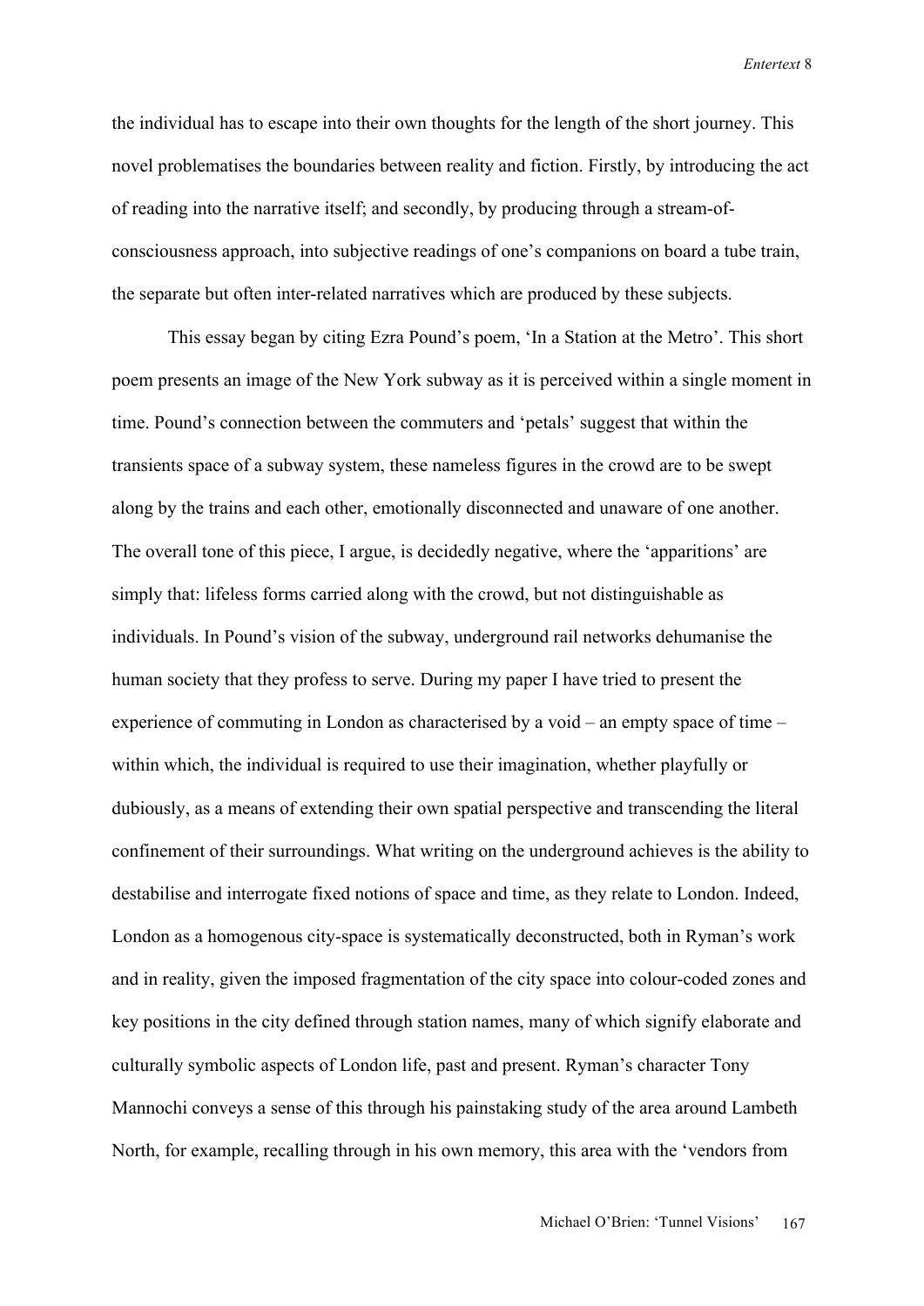the individual has to escape into their own thoughts for the length of the short journey. This novel problematises the boundaries between reality and fiction. Firstly, by introducing the act of reading into the narrative itself; and secondly, by producing through a stream-of-consciousness approach, into subjective readings of one's companions on board a tube train, the separate but often inter-related narratives which are produced by these subjects.

This essay began by citing Ezra Pound's poem, 'In a Station at the Metro'. This short poem presents an image of the New York subway as it is perceived within a single moment in time. Pound's connection between the commuters and 'petals' suggest that within the transients space of a subway system, these nameless figures in the crowd are to be swept along by the trains and each other, emotionally disconnected and unaware of one another. The overall tone of this piece, I argue, is decidedly negative, where the 'apparitions' are simply that: lifeless forms carried along with the crowd, but not distinguishable as individuals. In Pound's vision of the subway, underground rail networks dehumanise the human society that they profess to serve. During my paper I have tried to present the experience of commuting in London as characterised by a void – an empty space of time – within which, the individual is required to use their imagination, whether playfully or dubiously, as a means of extending their own spatial perspective and transcending the literal confinement of their surroundings. What writing on the underground achieves is the ability to destabilise and interrogate fixed notions of space and time, as they relate to London. Indeed, London as a homogenous city-space is systematically deconstructed, both in Ryman's work and in reality, given the imposed fragmentation of the city space into colour-coded zones and key positions in the city defined through station names, many of which signify elaborate and culturally symbolic aspects of London life, past and present. Ryman's character Tony Mannochi conveys a sense of this through his painstaking study of the area around Lambeth North, for example, recalling through in his own memory, this area with the 'vendors from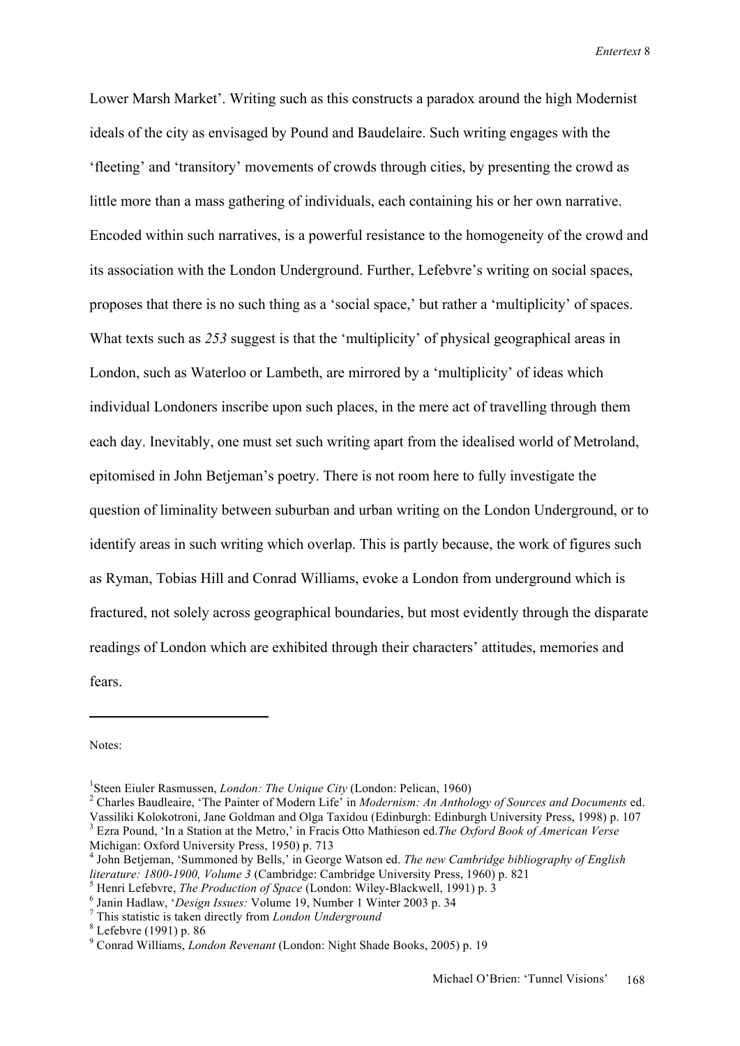Lower Marsh Market'. Writing such as this constructs a paradox around the high Modernist ideals of the city as envisaged by Pound and Baudelaire. Such writing engages with the 'fleeting' and 'transitory' movements of crowds through cities, by presenting the crowd as little more than a mass gathering of individuals, each containing his or her own narrative. Encoded within such narratives, is a powerful resistance to the homogeneity of the crowd and its association with the London Underground. Further, Lefebvre's writing on social spaces, proposes that there is no such thing as a 'social space,' but rather a 'multiplicity' of spaces. What texts such as *253* suggest is that the 'multiplicity' of physical geographical areas in London, such as Waterloo or Lambeth, are mirrored by a 'multiplicity' of ideas which individual Londoners inscribe upon such places, in the mere act of travelling through them each day. Inevitably, one must set such writing apart from the idealised world of Metroland, epitomised in John Betjeman's poetry. There is not room here to fully investigate the question of liminality between suburban and urban writing on the London Underground, or to identify areas in such writing which overlap. This is partly because, the work of figures such as Ryman, Tobias Hill and Conrad Williams, evoke a London from underground which is fractured, not solely across geographical boundaries, but most evidently through the disparate readings of London which are exhibited through their characters' attitudes, memories and fears.

---

Notes:

[1] Steen Eiuler Rasmussen, *London: The Unique City* (London: Pelican, 1960)
[2] Charles Baudleaire, 'The Painter of Modern Life' in *Modernism: An Anthology of Sources and Documents* ed. Vassiliki Kolokotroni, Jane Goldman and Olga Taxidou (Edinburgh: Edinburgh University Press, 1998) p. 107
[3] Ezra Pound, 'In a Station at the Metro,' in Fracis Otto Mathieson ed.*The Oxford Book of American Verse* Michigan: Oxford University Press, 1950) p. 713
[4] John Betjeman, 'Summoned by Bells,' in George Watson ed. *The new Cambridge bibliography of English literature: 1800-1900, Volume 3* (Cambridge: Cambridge University Press, 1960) p. 821
[5] Henri Lefebvre, *The Production of Space* (London: Wiley-Blackwell, 1991) p. 3
[6] Janin Hadlaw, '*Design Issues:* Volume 19, Number 1 Winter 2003 p. 34
[7] This statistic is taken directly from *London Underground*
[8] Lefebvre (1991) p. 86
[9] Conrad Williams, *London Revenant* (London: Night Shade Books, 2005) p. 19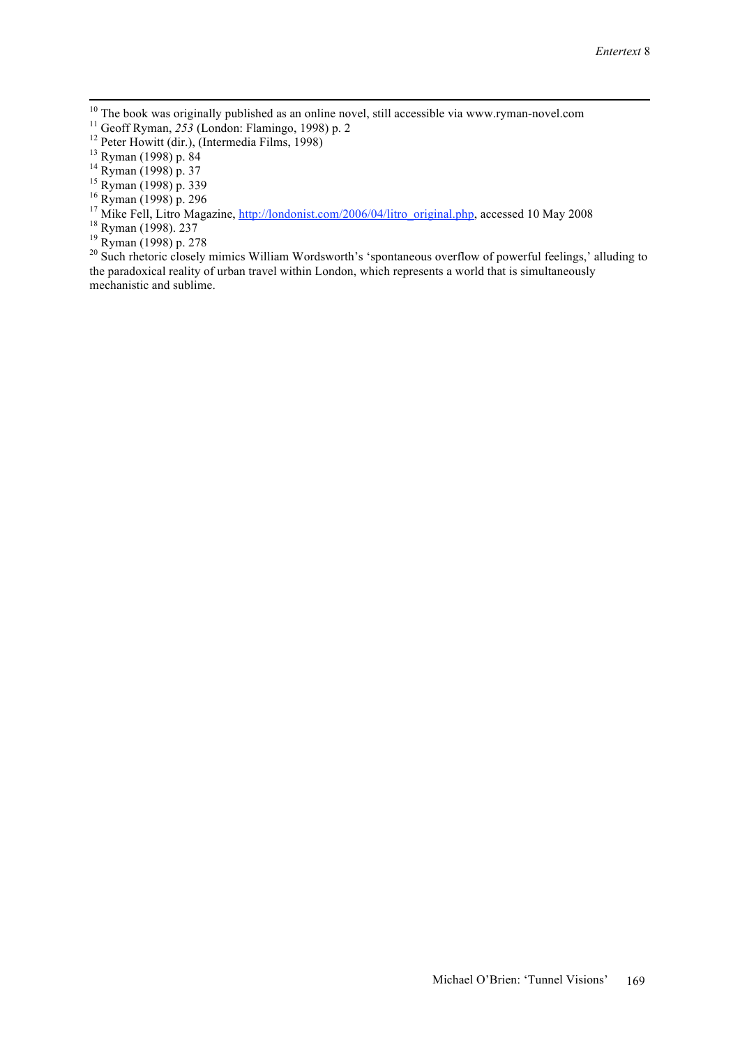[10] The book was originally published as an online novel, still accessible via www.ryman-novel.com

[11] Geoff Ryman, *253* (London: Flamingo, 1998) p. 2

[12] Peter Howitt (dir.), (Intermedia Films, 1998)

[13] Ryman (1998) p. 84

[14] Ryman (1998) p. 37

[15] Ryman (1998) p. 339

[16] Ryman (1998) p. 296

[17] Mike Fell, Litro Magazine, http://londonist.com/2006/04/litro_original.php, accessed 10 May 2008

[18] Ryman (1998). 237

[19] Ryman (1998) p. 278

[20] Such rhetoric closely mimics William Wordsworth's 'spontaneous overflow of powerful feelings,' alluding to the paradoxical reality of urban travel within London, which represents a world that is simultaneously mechanistic and sublime.